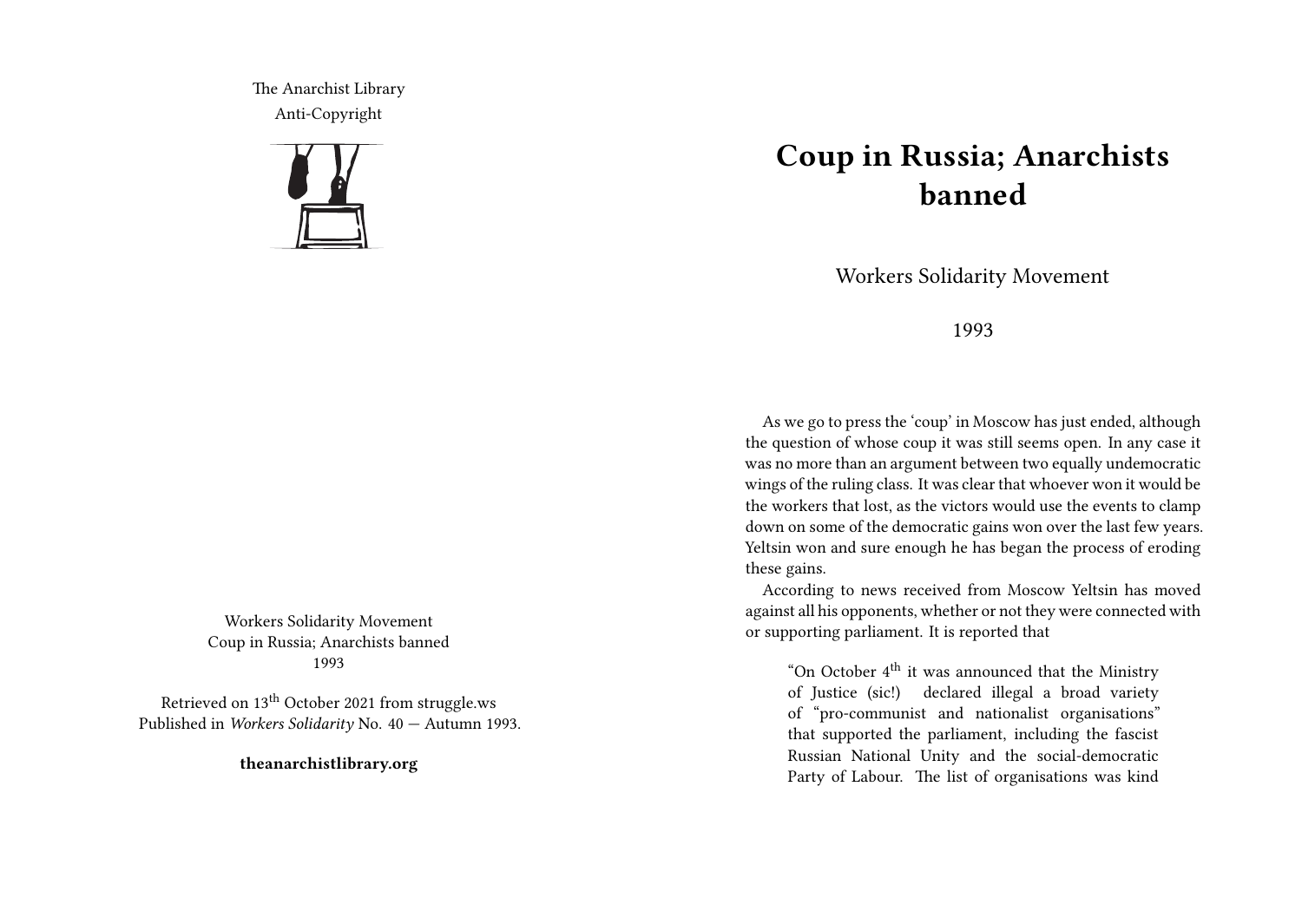# Coup in Russia; Anarchists banned

Workers Solidarity Movement

1993

As we go to press the 'coup' in Moscow has just ended, although the question of whose coup it was still seems open. In any case it was no more than an argument between two equally undemocratic wings of the ruling class. It was clear that whoever won it would be the workers that lost, as the victors would use the events to clamp down on some of the democratic gains won over the last few years. Yeltsin won and sure enough he has began the process of eroding these gains.

According to news received from Moscow Yeltsin has moved against all his opponents, whether or not they were connected with or supporting parliament. It is reported that

> "On October 4th it was announced that the Ministry of Justice (sic!) declared illegal a broad variety of "pro-communist and nationalist organisations" that supported the parliament, including the fascist Russian National Unity and the social-democratic Party of Labour. The list of organisations was kind

The Anarchist Library
Anti-Copyright

Workers Solidarity Movement
Coup in Russia; Anarchists banned
1993

Retrieved on 13th October 2021 from struggle.ws
Published in *Workers Solidarity* No. 40 — Autumn 1993.

**theanarchistlibrary.org**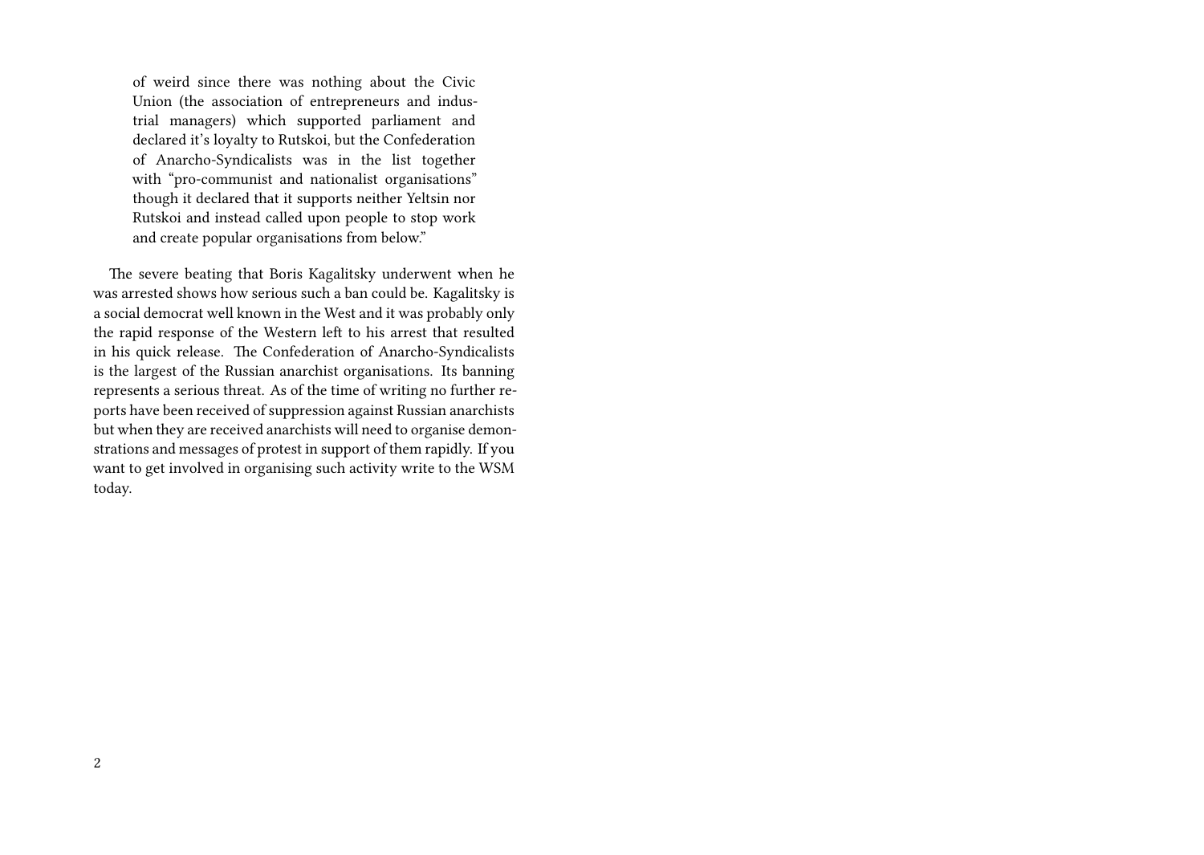> of weird since there was nothing about the Civic Union (the association of entrepreneurs and industrial managers) which supported parliament and declared it's loyalty to Rutskoi, but the Confederation of Anarcho-Syndicalists was in the list together with "pro-communist and nationalist organisations" though it declared that it supports neither Yeltsin nor Rutskoi and instead called upon people to stop work and create popular organisations from below."

The severe beating that Boris Kagalitsky underwent when he was arrested shows how serious such a ban could be. Kagalitsky is a social democrat well known in the West and it was probably only the rapid response of the Western left to his arrest that resulted in his quick release. The Confederation of Anarcho-Syndicalists is the largest of the Russian anarchist organisations. Its banning represents a serious threat. As of the time of writing no further reports have been received of suppression against Russian anarchists but when they are received anarchists will need to organise demonstrations and messages of protest in support of them rapidly. If you want to get involved in organising such activity write to the WSM today.